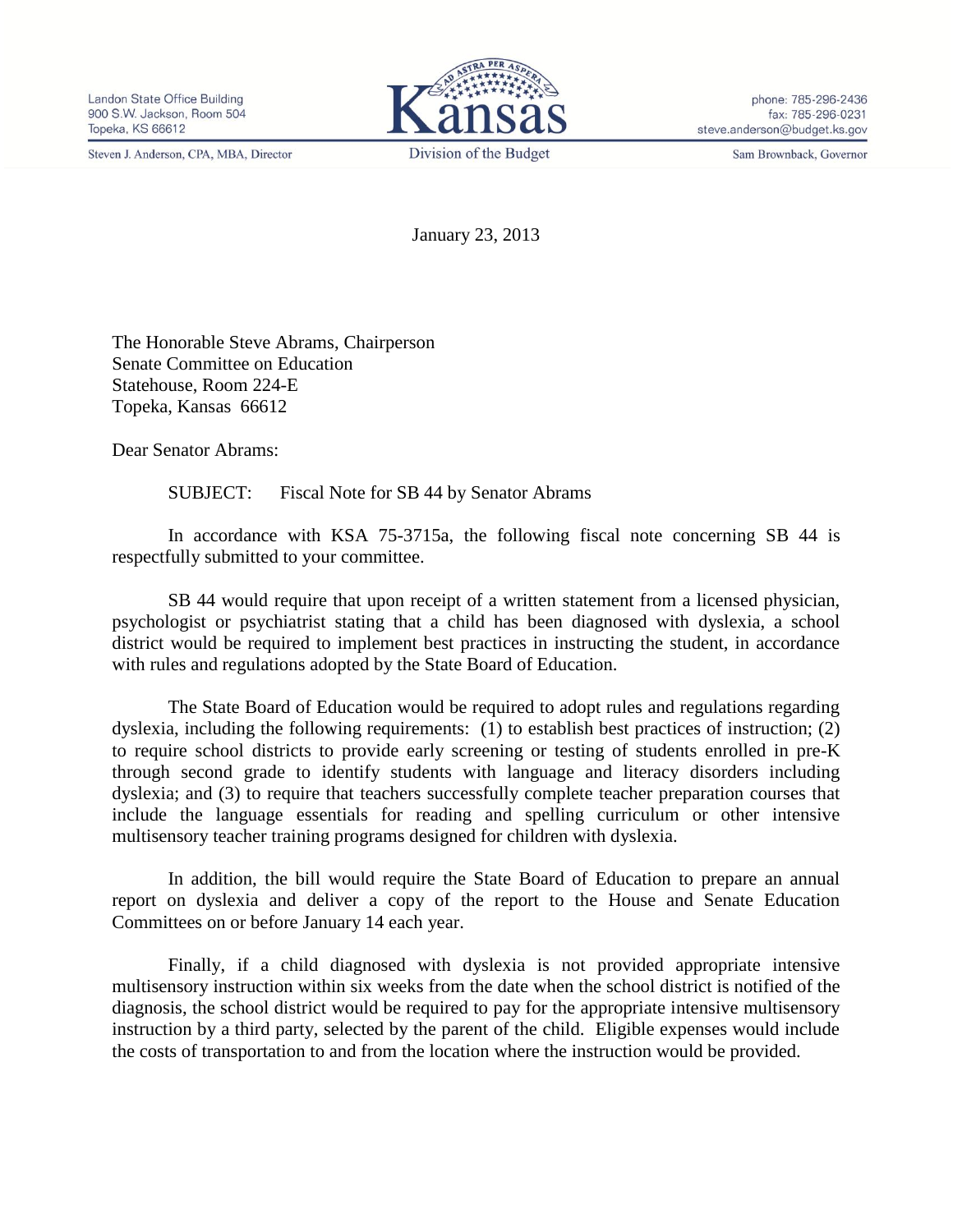Landon State Office Building
900 S.W. Jackson, Room 504
Topeka, KS 66612

Steven J. Anderson, CPA, MBA, Director

Kansas
Division of the Budget

phone: 785-296-2436
fax: 785-296-0231
steve.anderson@budget.ks.gov

Sam Brownback, Governor

January 23, 2013

The Honorable Steve Abrams, Chairperson
Senate Committee on Education
Statehouse, Room 224-E
Topeka, Kansas 66612

Dear Senator Abrams:

SUBJECT: Fiscal Note for SB 44 by Senator Abrams

In accordance with KSA 75-3715a, the following fiscal note concerning SB 44 is respectfully submitted to your committee.

SB 44 would require that upon receipt of a written statement from a licensed physician, psychologist or psychiatrist stating that a child has been diagnosed with dyslexia, a school district would be required to implement best practices in instructing the student, in accordance with rules and regulations adopted by the State Board of Education.

The State Board of Education would be required to adopt rules and regulations regarding dyslexia, including the following requirements: (1) to establish best practices of instruction; (2) to require school districts to provide early screening or testing of students enrolled in pre-K through second grade to identify students with language and literacy disorders including dyslexia; and (3) to require that teachers successfully complete teacher preparation courses that include the language essentials for reading and spelling curriculum or other intensive multisensory teacher training programs designed for children with dyslexia.

In addition, the bill would require the State Board of Education to prepare an annual report on dyslexia and deliver a copy of the report to the House and Senate Education Committees on or before January 14 each year.

Finally, if a child diagnosed with dyslexia is not provided appropriate intensive multisensory instruction within six weeks from the date when the school district is notified of the diagnosis, the school district would be required to pay for the appropriate intensive multisensory instruction by a third party, selected by the parent of the child. Eligible expenses would include the costs of transportation to and from the location where the instruction would be provided.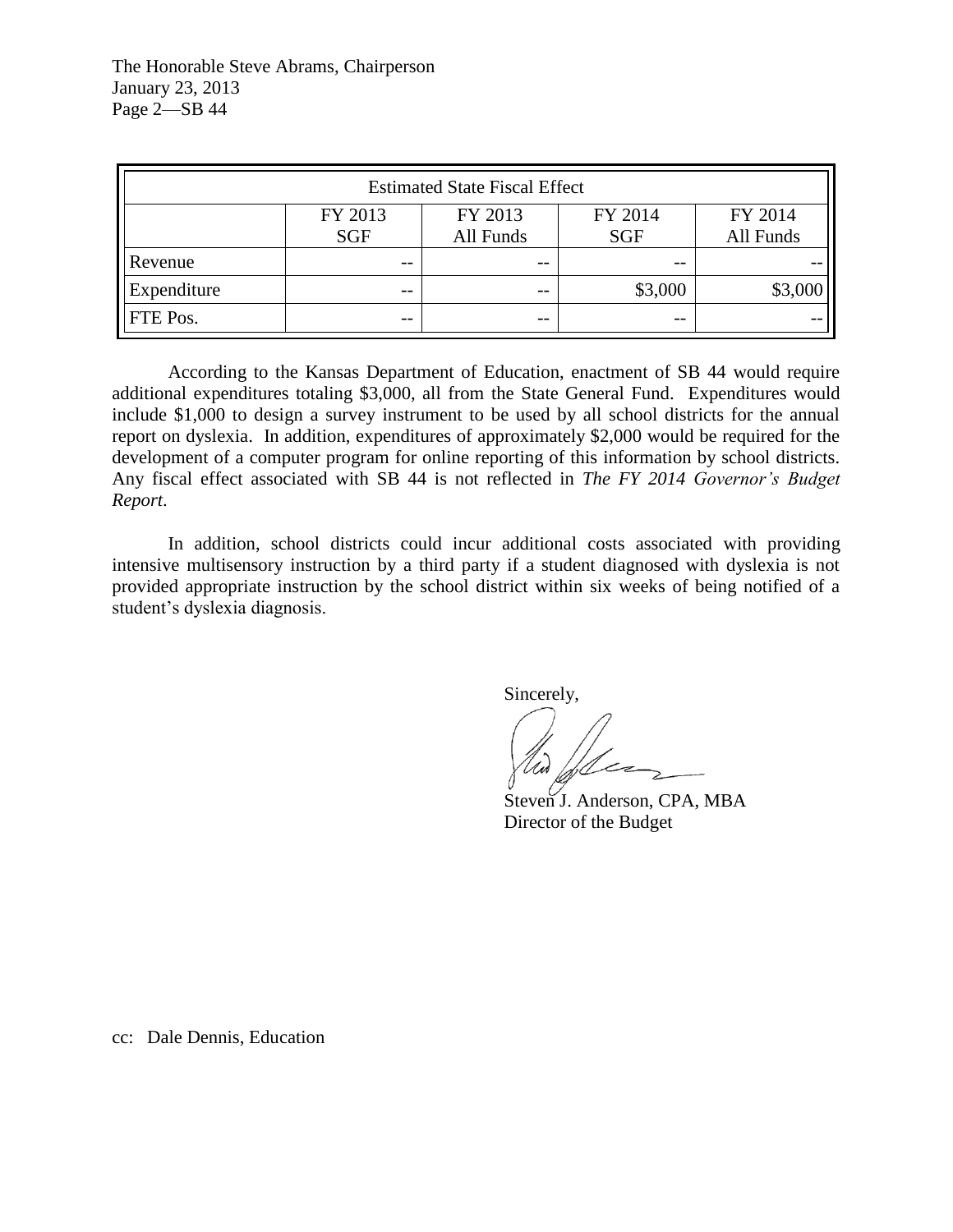The Honorable Steve Abrams, Chairperson
January 23, 2013
Page 2—SB 44

| Estimated State Fiscal Effect | | | | |
|---|---|---|---|---|
| | FY 2013 SGF | FY 2013 All Funds | FY 2014 SGF | FY 2014 All Funds |
| Revenue | -- | -- | -- | -- |
| Expenditure | -- | -- | $3,000 | $3,000 |
| FTE Pos. | -- | -- | -- | -- |

According to the Kansas Department of Education, enactment of SB 44 would require additional expenditures totaling $3,000, all from the State General Fund. Expenditures would include $1,000 to design a survey instrument to be used by all school districts for the annual report on dyslexia. In addition, expenditures of approximately $2,000 would be required for the development of a computer program for online reporting of this information by school districts. Any fiscal effect associated with SB 44 is not reflected in *The FY 2014 Governor's Budget Report*.

In addition, school districts could incur additional costs associated with providing intensive multisensory instruction by a third party if a student diagnosed with dyslexia is not provided appropriate instruction by the school district within six weeks of being notified of a student's dyslexia diagnosis.

Sincerely,

Steven J. Anderson, CPA, MBA
Director of the Budget

cc: Dale Dennis, Education